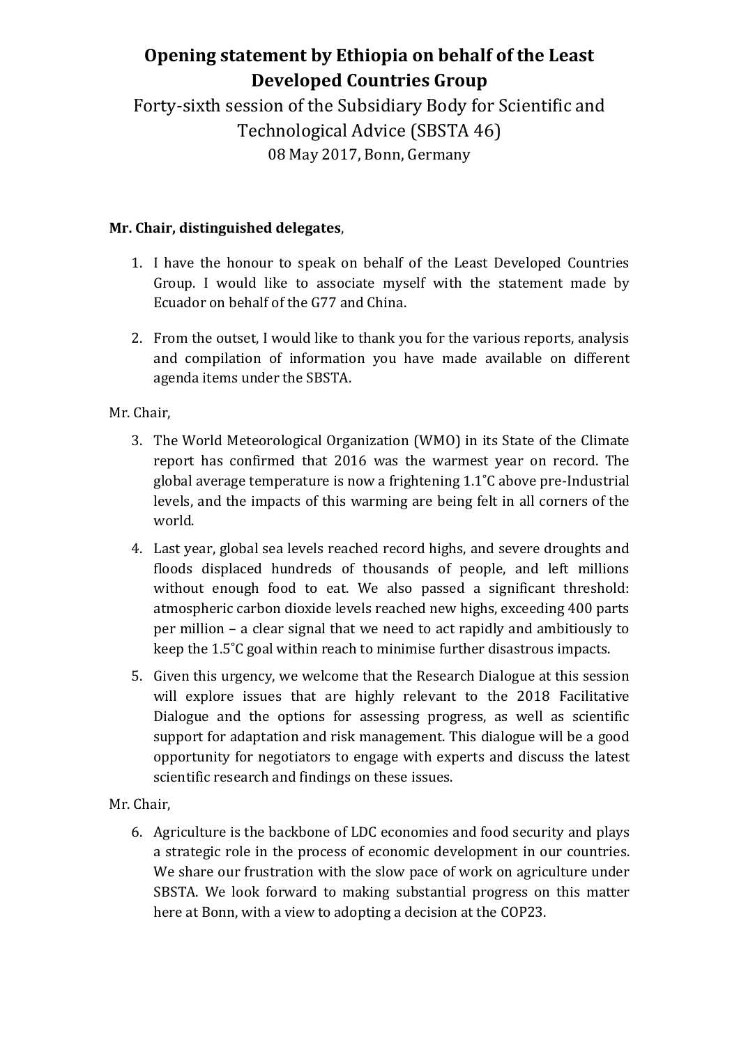# Opening statement by Ethiopia on behalf of the Least Developed Countries Group

Forty-sixth session of the Subsidiary Body for Scientific and Technological Advice (SBSTA 46)

08 May 2017, Bonn, Germany

**Mr. Chair, distinguished delegates**,

1. I have the honour to speak on behalf of the Least Developed Countries Group. I would like to associate myself with the statement made by Ecuador on behalf of the G77 and China.

2. From the outset, I would like to thank you for the various reports, analysis and compilation of information you have made available on different agenda items under the SBSTA.

Mr. Chair,

3. The World Meteorological Organization (WMO) in its State of the Climate report has confirmed that 2016 was the warmest year on record. The global average temperature is now a frightening 1.1˚C above pre-Industrial levels, and the impacts of this warming are being felt in all corners of the world.

4. Last year, global sea levels reached record highs, and severe droughts and floods displaced hundreds of thousands of people, and left millions without enough food to eat. We also passed a significant threshold: atmospheric carbon dioxide levels reached new highs, exceeding 400 parts per million – a clear signal that we need to act rapidly and ambitiously to keep the 1.5˚C goal within reach to minimise further disastrous impacts.

5. Given this urgency, we welcome that the Research Dialogue at this session will explore issues that are highly relevant to the 2018 Facilitative Dialogue and the options for assessing progress, as well as scientific support for adaptation and risk management. This dialogue will be a good opportunity for negotiators to engage with experts and discuss the latest scientific research and findings on these issues.

Mr. Chair,

6. Agriculture is the backbone of LDC economies and food security and plays a strategic role in the process of economic development in our countries. We share our frustration with the slow pace of work on agriculture under SBSTA. We look forward to making substantial progress on this matter here at Bonn, with a view to adopting a decision at the COP23.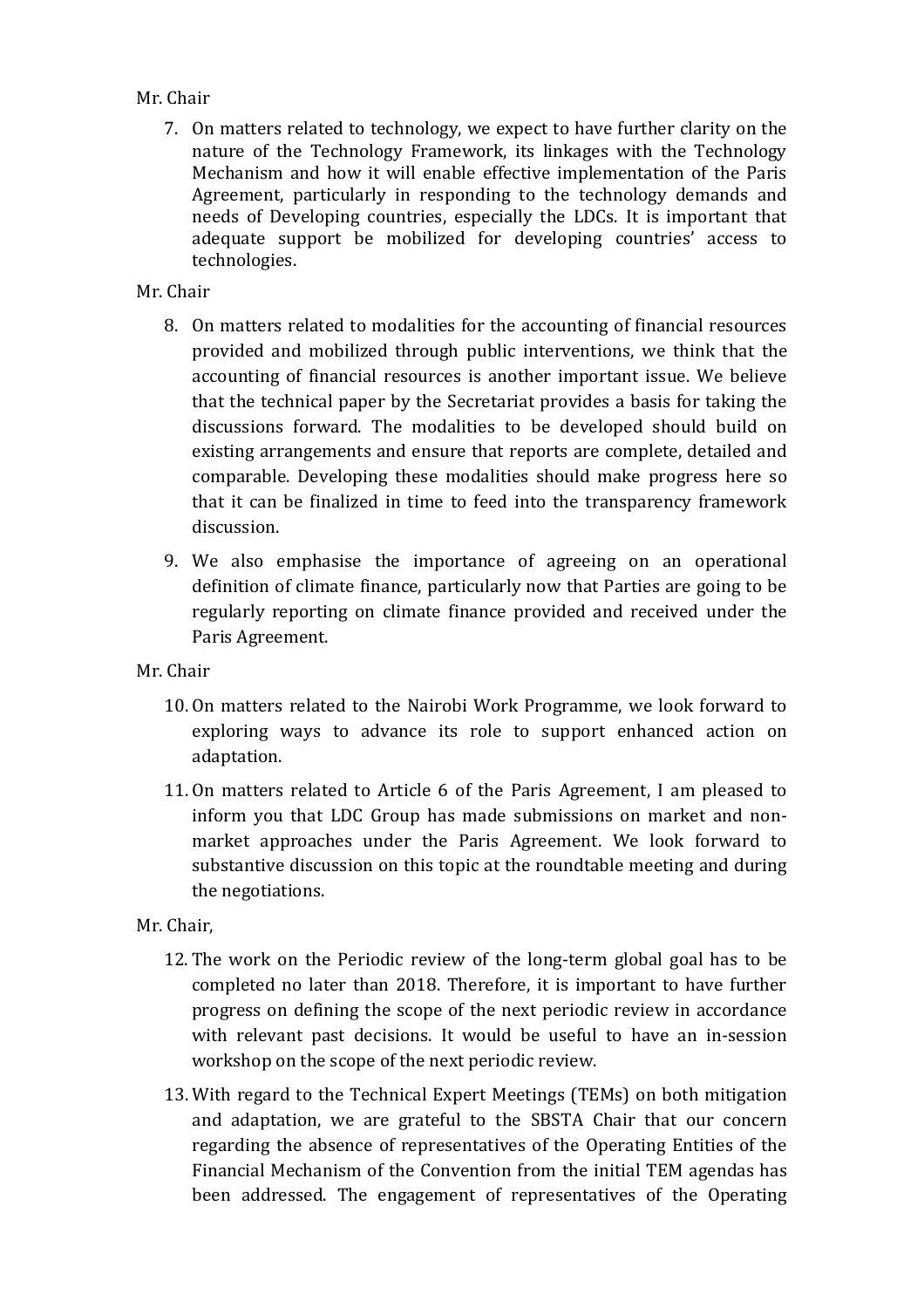Mr. Chair

7. On matters related to technology, we expect to have further clarity on the nature of the Technology Framework, its linkages with the Technology Mechanism and how it will enable effective implementation of the Paris Agreement, particularly in responding to the technology demands and needs of Developing countries, especially the LDCs. It is important that adequate support be mobilized for developing countries' access to technologies.

Mr. Chair

8. On matters related to modalities for the accounting of financial resources provided and mobilized through public interventions, we think that the accounting of financial resources is another important issue. We believe that the technical paper by the Secretariat provides a basis for taking the discussions forward. The modalities to be developed should build on existing arrangements and ensure that reports are complete, detailed and comparable. Developing these modalities should make progress here so that it can be finalized in time to feed into the transparency framework discussion.

9. We also emphasise the importance of agreeing on an operational definition of climate finance, particularly now that Parties are going to be regularly reporting on climate finance provided and received under the Paris Agreement.

Mr. Chair

10. On matters related to the Nairobi Work Programme, we look forward to exploring ways to advance its role to support enhanced action on adaptation.

11. On matters related to Article 6 of the Paris Agreement, I am pleased to inform you that LDC Group has made submissions on market and non-market approaches under the Paris Agreement. We look forward to substantive discussion on this topic at the roundtable meeting and during the negotiations.

Mr. Chair,

12. The work on the Periodic review of the long-term global goal has to be completed no later than 2018. Therefore, it is important to have further progress on defining the scope of the next periodic review in accordance with relevant past decisions. It would be useful to have an in-session workshop on the scope of the next periodic review.

13. With regard to the Technical Expert Meetings (TEMs) on both mitigation and adaptation, we are grateful to the SBSTA Chair that our concern regarding the absence of representatives of the Operating Entities of the Financial Mechanism of the Convention from the initial TEM agendas has been addressed. The engagement of representatives of the Operating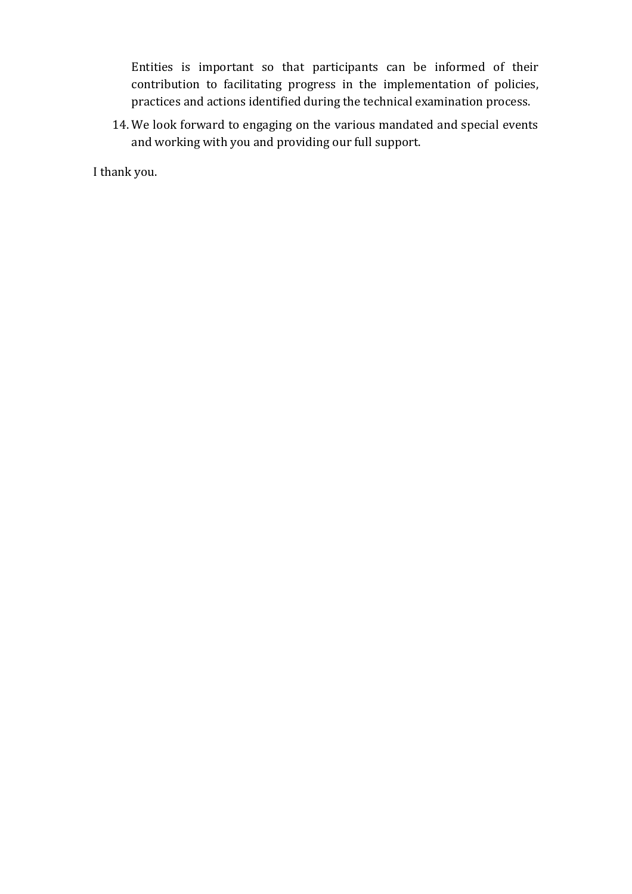Entities is important so that participants can be informed of their contribution to facilitating progress in the implementation of policies, practices and actions identified during the technical examination process.

14. We look forward to engaging on the various mandated and special events and working with you and providing our full support.

I thank you.